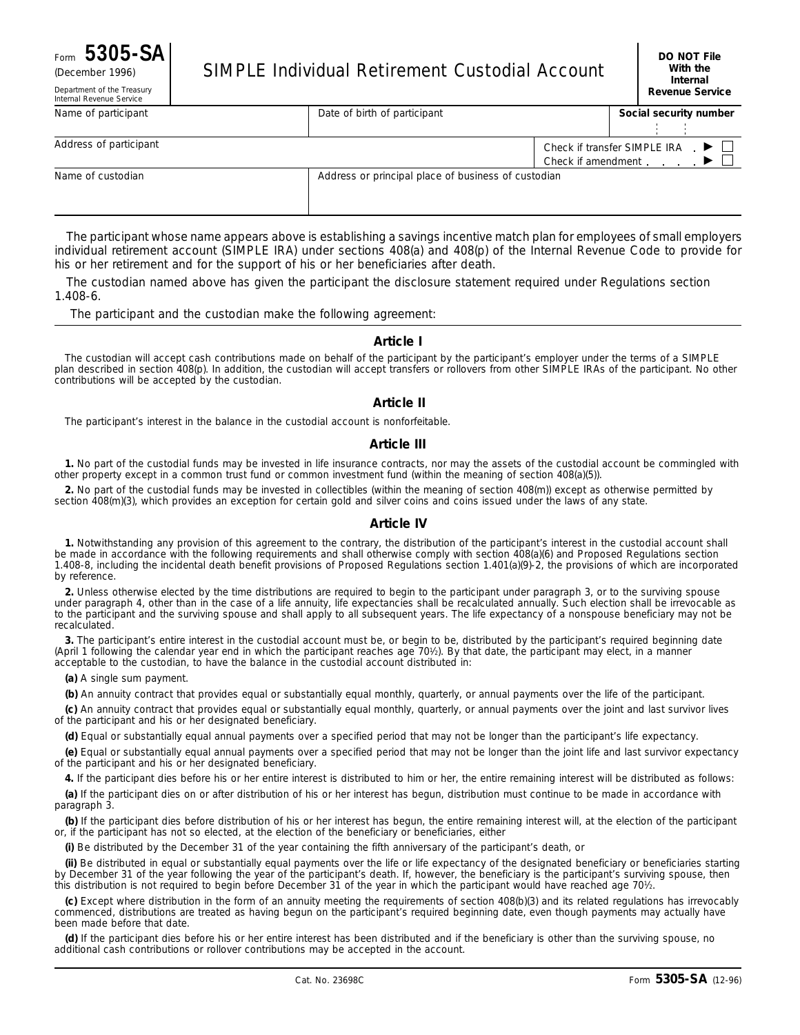Form **5305-SA**
(December 1996)
Department of the Treasury
Internal Revenue Service

# SIMPLE Individual Retirement Custodial Account

**DO NOT File With the Internal Revenue Service**

| Name of participant | Date of birth of participant | Social security number |
|---|---|---|
| Address of participant | | Check if transfer SIMPLE IRA ▶ ☐<br>Check if amendment ▶ ☐ |
| Name of custodian | Address or principal place of business of custodian | |

The participant whose name appears above is establishing a savings incentive match plan for employees of small employers individual retirement account (SIMPLE IRA) under sections 408(a) and 408(p) of the Internal Revenue Code to provide for his or her retirement and for the support of his or her beneficiaries after death.

The custodian named above has given the participant the disclosure statement required under Regulations section 1.408-6.

The participant and the custodian make the following agreement:

## Article I

The custodian will accept cash contributions made on behalf of the participant by the participant's employer under the terms of a SIMPLE plan described in section 408(p). In addition, the custodian will accept transfers or rollovers from other SIMPLE IRAs of the participant. No other contributions will be accepted by the custodian.

## Article II

The participant's interest in the balance in the custodial account is nonforfeitable.

## Article III

**1.** No part of the custodial funds may be invested in life insurance contracts, nor may the assets of the custodial account be commingled with other property except in a common trust fund or common investment fund (within the meaning of section 408(a)(5)).

**2.** No part of the custodial funds may be invested in collectibles (within the meaning of section 408(m)) except as otherwise permitted by section 408(m)(3), which provides an exception for certain gold and silver coins and coins issued under the laws of any state.

## Article IV

**1.** Notwithstanding any provision of this agreement to the contrary, the distribution of the participant's interest in the custodial account shall be made in accordance with the following requirements and shall otherwise comply with section 408(a)(6) and Proposed Regulations section 1.408-8, including the incidental death benefit provisions of Proposed Regulations section 1.401(a)(9)-2, the provisions of which are incorporated by reference.

**2.** Unless otherwise elected by the time distributions are required to begin to the participant under paragraph 3, or to the surviving spouse under paragraph 4, other than in the case of a life annuity, life expectancies shall be recalculated annually. Such election shall be irrevocable as to the participant and the surviving spouse and shall apply to all subsequent years. The life expectancy of a nonspouse beneficiary may not be recalculated.

**3.** The participant's entire interest in the custodial account must be, or begin to be, distributed by the participant's required beginning date (April 1 following the calendar year end in which the participant reaches age 70½). By that date, the participant may elect, in a manner acceptable to the custodian, to have the balance in the custodial account distributed in:

**(a)** A single sum payment.

**(b)** An annuity contract that provides equal or substantially equal monthly, quarterly, or annual payments over the life of the participant.

**(c)** An annuity contract that provides equal or substantially equal monthly, quarterly, or annual payments over the joint and last survivor lives of the participant and his or her designated beneficiary.

**(d)** Equal or substantially equal annual payments over a specified period that may not be longer than the participant's life expectancy.

**(e)** Equal or substantially equal annual payments over a specified period that may not be longer than the joint life and last survivor expectancy of the participant and his or her designated beneficiary.

**4.** If the participant dies before his or her entire interest is distributed to him or her, the entire remaining interest will be distributed as follows:

**(a)** If the participant dies on or after distribution of his or her interest has begun, distribution must continue to be made in accordance with paragraph 3.

**(b)** If the participant dies before distribution of his or her interest has begun, the entire remaining interest will, at the election of the participant or, if the participant has not so elected, at the election of the beneficiary or beneficiaries, either

**(i)** Be distributed by the December 31 of the year containing the fifth anniversary of the participant's death, or

**(ii)** Be distributed in equal or substantially equal payments over the life or life expectancy of the designated beneficiary or beneficiaries starting by December 31 of the year following the year of the participant's death. If, however, the beneficiary is the participant's surviving spouse, then this distribution is not required to begin before December 31 of the year in which the participant would have reached age 70½.

**(c)** Except where distribution in the form of an annuity meeting the requirements of section 408(b)(3) and its related regulations has irrevocably commenced, distributions are treated as having begun on the participant's required beginning date, even though payments may actually have been made before that date.

**(d)** If the participant dies before his or her entire interest has been distributed and if the beneficiary is other than the surviving spouse, no additional cash contributions or rollover contributions may be accepted in the account.

Cat. No. 23698C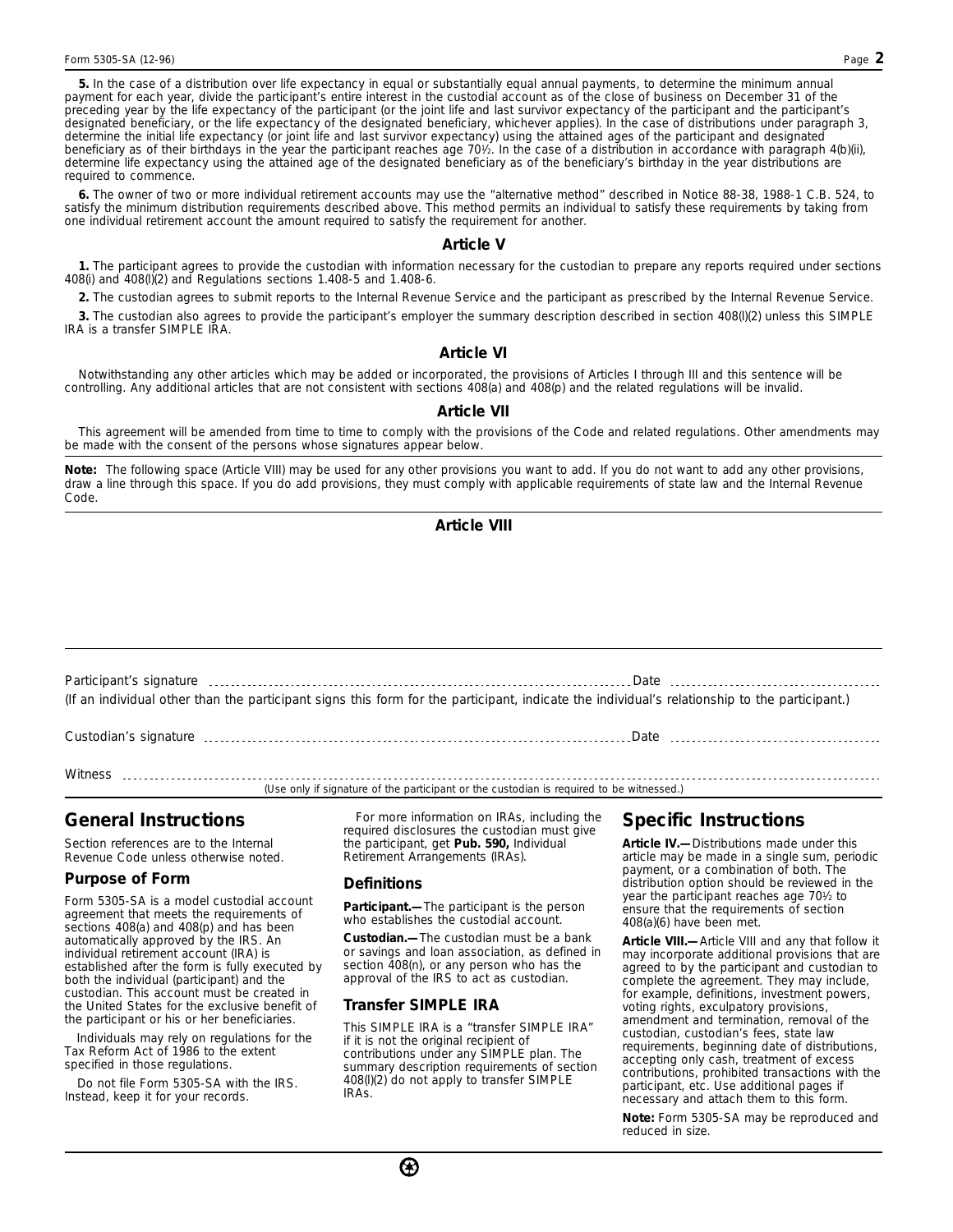**5.** In the case of a distribution over life expectancy in equal or substantially equal annual payments, to determine the minimum annual payment for each year, divide the participant's entire interest in the custodial account as of the close of business on December 31 of the preceding year by the life expectancy of the participant (or the joint life and last survivor expectancy of the participant and the participant's designated beneficiary, or the life expectancy of the designated beneficiary, whichever applies). In the case of distributions under paragraph 3, determine the initial life expectancy (or joint life and last survivor expectancy) using the attained ages of the participant and designated beneficiary as of their birthdays in the year the participant reaches age 70½. In the case of a distribution in accordance with paragraph 4(b)(ii), determine life expectancy using the attained age of the designated beneficiary as of the beneficiary's birthday in the year distributions are required to commence.

**6.** The owner of two or more individual retirement accounts may use the "alternative method" described in Notice 88-38, 1988-1 C.B. 524, to satisfy the minimum distribution requirements described above. This method permits an individual to satisfy these requirements by taking from one individual retirement account the amount required to satisfy the requirement for another.

### Article V

**1.** The participant agrees to provide the custodian with information necessary for the custodian to prepare any reports required under sections 408(i) and 408(l)(2) and Regulations sections 1.408-5 and 1.408-6.

**2.** The custodian agrees to submit reports to the Internal Revenue Service and the participant as prescribed by the Internal Revenue Service.

**3.** The custodian also agrees to provide the participant's employer the summary description described in section 408(l)(2) unless this SIMPLE IRA is a transfer SIMPLE IRA.

### Article VI

Notwithstanding any other articles which may be added or incorporated, the provisions of Articles I through III and this sentence will be controlling. Any additional articles that are not consistent with sections 408(a) and 408(p) and the related regulations will be invalid.

### Article VII

This agreement will be amended from time to time to comply with the provisions of the Code and related regulations. Other amendments may be made with the consent of the persons whose signatures appear below.

**Note:** The following space (Article VIII) may be used for any other provisions you want to add. If you do not want to add any other provisions, draw a line through this space. If you do add provisions, they must comply with applicable requirements of state law and the Internal Revenue Code.

### Article VIII

Participant's signature .................................................. Date ..............................

(If an individual other than the participant signs this form for the participant, indicate the individual's relationship to the participant.)

Custodian's signature .................................................. Date ..............................

Witness ..................................................................................................

(Use only if signature of the participant or the custodian is required to be witnessed.)

## General Instructions

Section references are to the Internal Revenue Code unless otherwise noted.

### Purpose of Form

Form 5305-SA is a model custodial account agreement that meets the requirements of sections 408(a) and 408(p) and has been automatically approved by the IRS. An individual retirement account (IRA) is established after the form is fully executed by both the individual (participant) and the custodian. This account must be created in the United States for the exclusive benefit of the participant or his or her beneficiaries.

Individuals may rely on regulations for the Tax Reform Act of 1986 to the extent specified in those regulations.

Do not file Form 5305-SA with the IRS. Instead, keep it for your records.

For more information on IRAs, including the required disclosures the custodian must give the participant, get **Pub. 590,** Individual Retirement Arrangements (IRAs).

### Definitions

**Participant.—**The participant is the person who establishes the custodial account.

**Custodian.—**The custodian must be a bank or savings and loan association, as defined in section 408(n), or any person who has the approval of the IRS to act as custodian.

### Transfer SIMPLE IRA

This SIMPLE IRA is a "transfer SIMPLE IRA" if it is not the original recipient of contributions under any SIMPLE plan. The summary description requirements of section 408(l)(2) do not apply to transfer SIMPLE IRAs.

## Specific Instructions

**Article IV.—**Distributions made under this article may be made in a single sum, periodic payment, or a combination of both. The distribution option should be reviewed in the year the participant reaches age 70½ to ensure that the requirements of section 408(a)(6) have been met.

**Article VIII.—**Article VIII and any that follow it may incorporate additional provisions that are agreed to by the participant and custodian to complete the agreement. They may include, for example, definitions, investment powers, voting rights, exculpatory provisions, amendment and termination, removal of the custodian, custodian's fees, state law requirements, beginning date of distributions, accepting only cash, treatment of excess contributions, prohibited transactions with the participant, etc. Use additional pages if necessary and attach them to this form.

**Note:** Form 5305-SA may be reproduced and reduced in size.